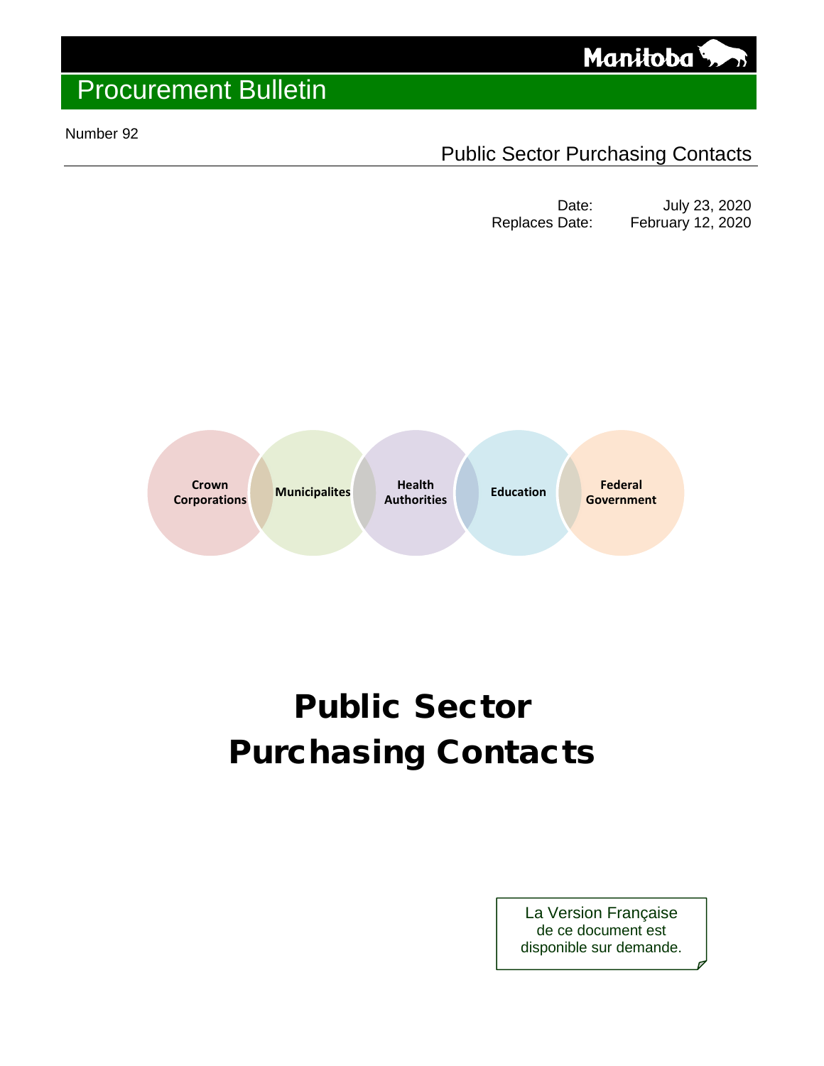Manitoba

# Procurement Bulletin

Number 92

Public Sector Purchasing Contacts

Date: July 23, 2020
Replaces Date: February 12, 2020

Crown Corporations | Municipalites | Health Authorities | Education | Federal Government

# Public Sector Purchasing Contacts

La Version Française
de ce document est
disponible sur demande.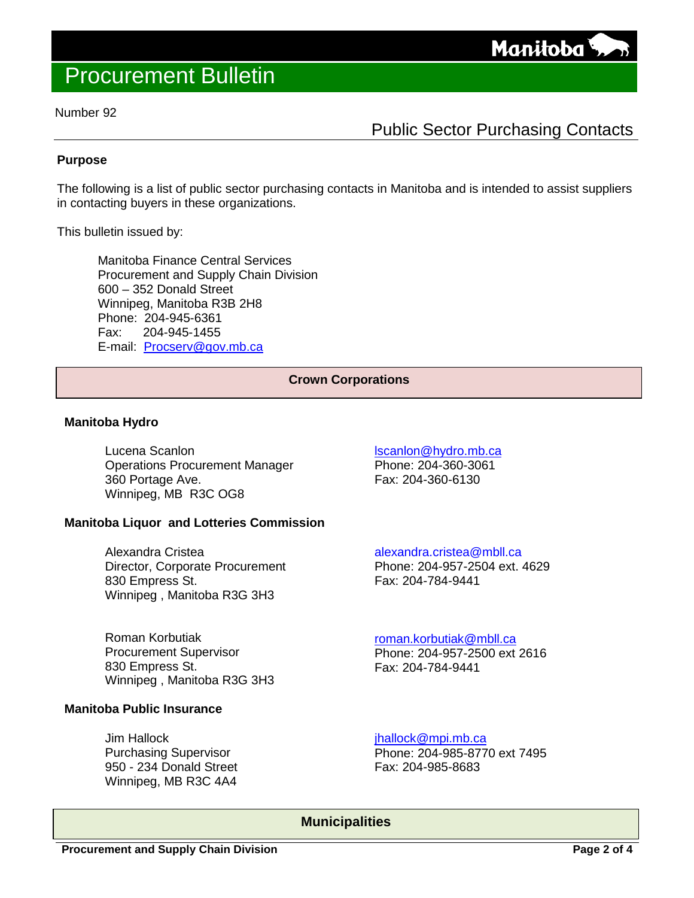# Procurement Bulletin

Number 92

## Public Sector Purchasing Contacts

**Purpose**

The following is a list of public sector purchasing contacts in Manitoba and is intended to assist suppliers in contacting buyers in these organizations.

This bulletin issued by:

Manitoba Finance Central Services
Procurement and Supply Chain Division
600 – 352 Donald Street
Winnipeg, Manitoba R3B 2H8
Phone: 204-945-6361
Fax: 204-945-1455
E-mail: Procserv@gov.mb.ca

### Crown Corporations

**Manitoba Hydro**

Lucena Scanlon
Operations Procurement Manager
360 Portage Ave.
Winnipeg, MB R3C OG8
lscanlon@hydro.mb.ca
Phone: 204-360-3061
Fax: 204-360-6130

**Manitoba Liquor and Lotteries Commission**

Alexandra Cristea
Director, Corporate Procurement
830 Empress St.
Winnipeg , Manitoba R3G 3H3
alexandra.cristea@mbll.ca
Phone: 204-957-2504 ext. 4629
Fax: 204-784-9441

Roman Korbutiak
Procurement Supervisor
830 Empress St.
Winnipeg , Manitoba R3G 3H3
roman.korbutiak@mbll.ca
Phone: 204-957-2500 ext 2616
Fax: 204-784-9441

**Manitoba Public Insurance**

Jim Hallock
Purchasing Supervisor
950 - 234 Donald Street
Winnipeg, MB R3C 4A4
jhallock@mpi.mb.ca
Phone: 204-985-8770 ext 7495
Fax: 204-985-8683

### Municipalities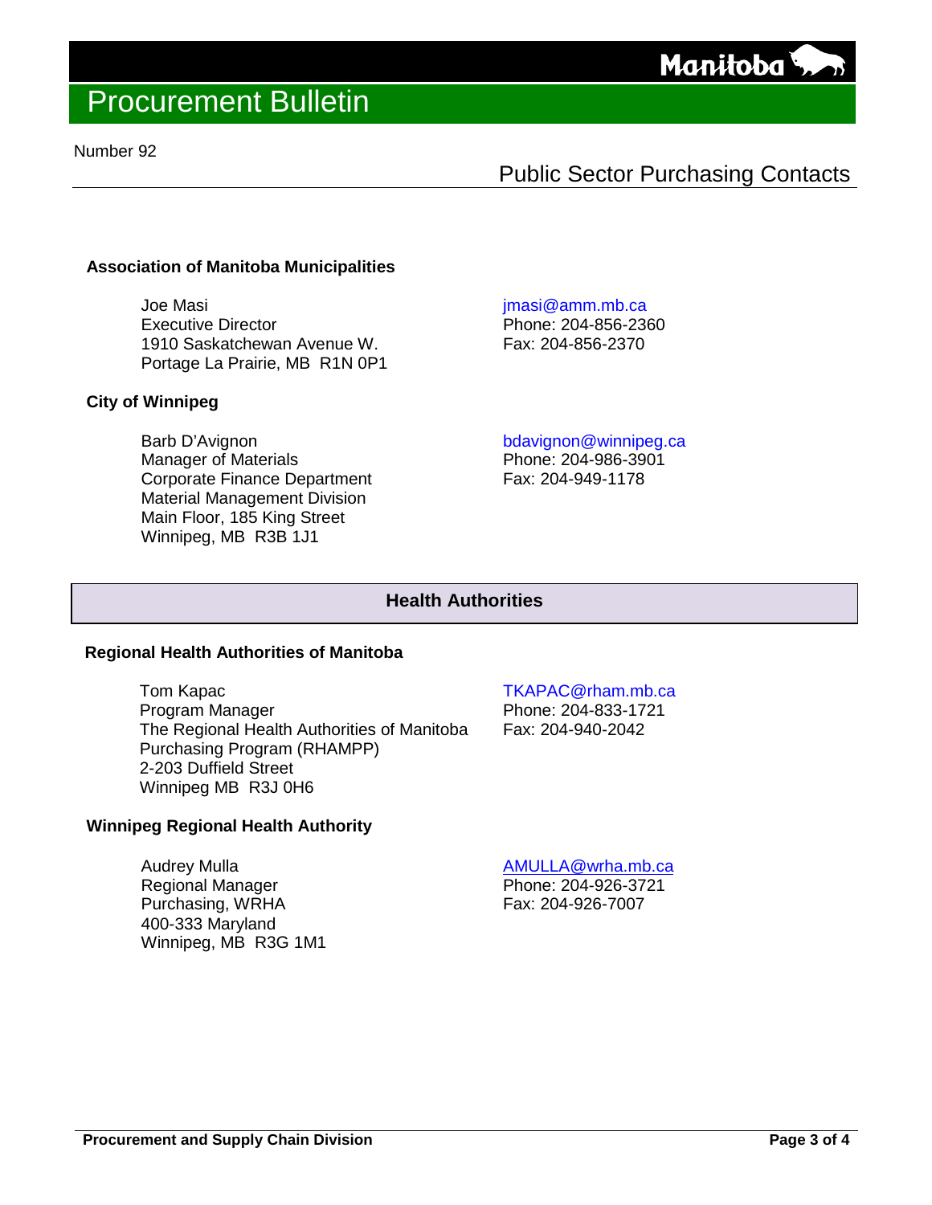Number 92

Public Sector Purchasing Contacts

### Association of Manitoba Municipalities

Joe Masi
Executive Director
1910 Saskatchewan Avenue W.
Portage La Prairie, MB R1N 0P1

jmasi@amm.mb.ca
Phone: 204-856-2360
Fax: 204-856-2370

### City of Winnipeg

Barb D'Avignon
Manager of Materials
Corporate Finance Department
Material Management Division
Main Floor, 185 King Street
Winnipeg, MB R3B 1J1

bdavignon@winnipeg.ca
Phone: 204-986-3901
Fax: 204-949-1178

## Health Authorities

### Regional Health Authorities of Manitoba

Tom Kapac
Program Manager
The Regional Health Authorities of Manitoba
Purchasing Program (RHAMPP)
2-203 Duffield Street
Winnipeg MB R3J 0H6

TKAPAC@rham.mb.ca
Phone: 204-833-1721
Fax: 204-940-2042

### Winnipeg Regional Health Authority

Audrey Mulla
Regional Manager
Purchasing, WRHA
400-333 Maryland
Winnipeg, MB R3G 1M1

AMULLA@wrha.mb.ca
Phone: 204-926-3721
Fax: 204-926-7007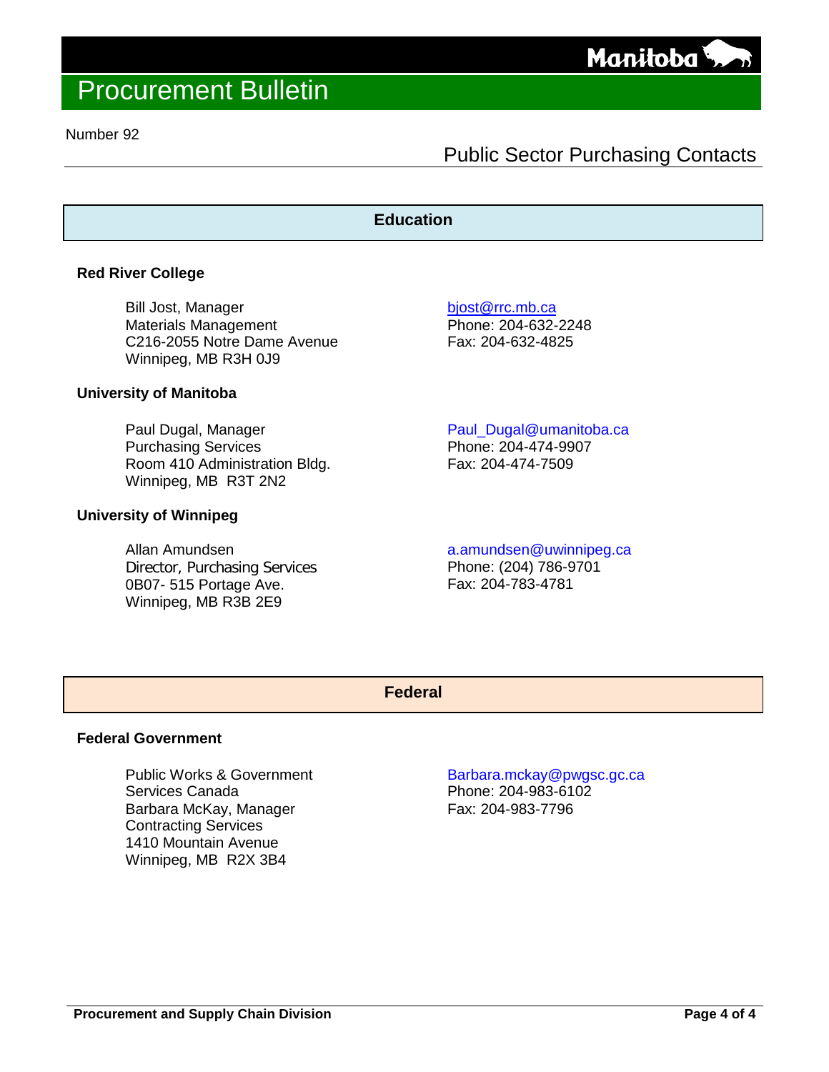Number 92

# Procurement Bulletin

## Public Sector Purchasing Contacts

### Education

**Red River College**

Bill Jost, Manager
Materials Management
C216-2055 Notre Dame Avenue
Winnipeg, MB R3H 0J9

bjost@rrc.mb.ca
Phone: 204-632-2248
Fax: 204-632-4825

**University of Manitoba**

Paul Dugal, Manager
Purchasing Services
Room 410 Administration Bldg.
Winnipeg, MB R3T 2N2

Paul_Dugal@umanitoba.ca
Phone: 204-474-9907
Fax: 204-474-7509

**University of Winnipeg**

Allan Amundsen
Director, Purchasing Services
0B07- 515 Portage Ave.
Winnipeg, MB R3B 2E9

a.amundsen@uwinnipeg.ca
Phone: (204) 786-9701
Fax: 204-783-4781

### Federal

**Federal Government**

Public Works & Government Services Canada
Barbara McKay, Manager
Contracting Services
1410 Mountain Avenue
Winnipeg, MB R2X 3B4

Barbara.mckay@pwgsc.gc.ca
Phone: 204-983-6102
Fax: 204-983-7796